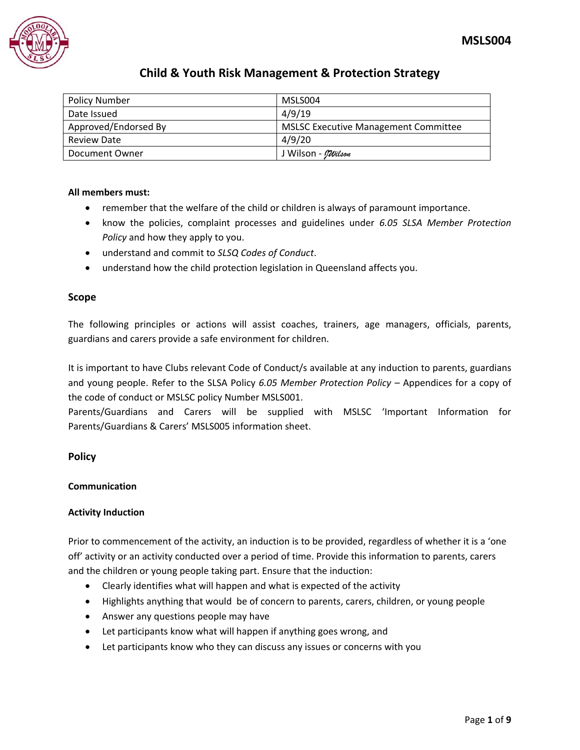# Child & Youth Risk Management & Protection Strategy

| Policy Number | MSLS004 |
|---|---|
| Date Issued | 4/9/19 |
| Approved/Endorsed By | MSLSC Executive Management Committee |
| Review Date | 4/9/20 |
| Document Owner | J Wilson - JWilson |

**All members must:**

- remember that the welfare of the child or children is always of paramount importance.
- know the policies, complaint processes and guidelines under *6.05 SLSA Member Protection Policy* and how they apply to you.
- understand and commit to *SLSQ Codes of Conduct*.
- understand how the child protection legislation in Queensland affects you.

## Scope

The following principles or actions will assist coaches, trainers, age managers, officials, parents, guardians and carers provide a safe environment for children.

It is important to have Clubs relevant Code of Conduct/s available at any induction to parents, guardians and young people. Refer to the SLSA Policy *6.05 Member Protection Policy* – Appendices for a copy of the code of conduct or MSLSC policy Number MSLS001.
Parents/Guardians and Carers will be supplied with MSLSC 'Important Information for Parents/Guardians & Carers' MSLS005 information sheet.

## Policy

### Communication

### Activity Induction

Prior to commencement of the activity, an induction is to be provided, regardless of whether it is a 'one off' activity or an activity conducted over a period of time. Provide this information to parents, carers and the children or young people taking part. Ensure that the induction:

- Clearly identifies what will happen and what is expected of the activity
- Highlights anything that would be of concern to parents, carers, children, or young people
- Answer any questions people may have
- Let participants know what will happen if anything goes wrong, and
- Let participants know who they can discuss any issues or concerns with you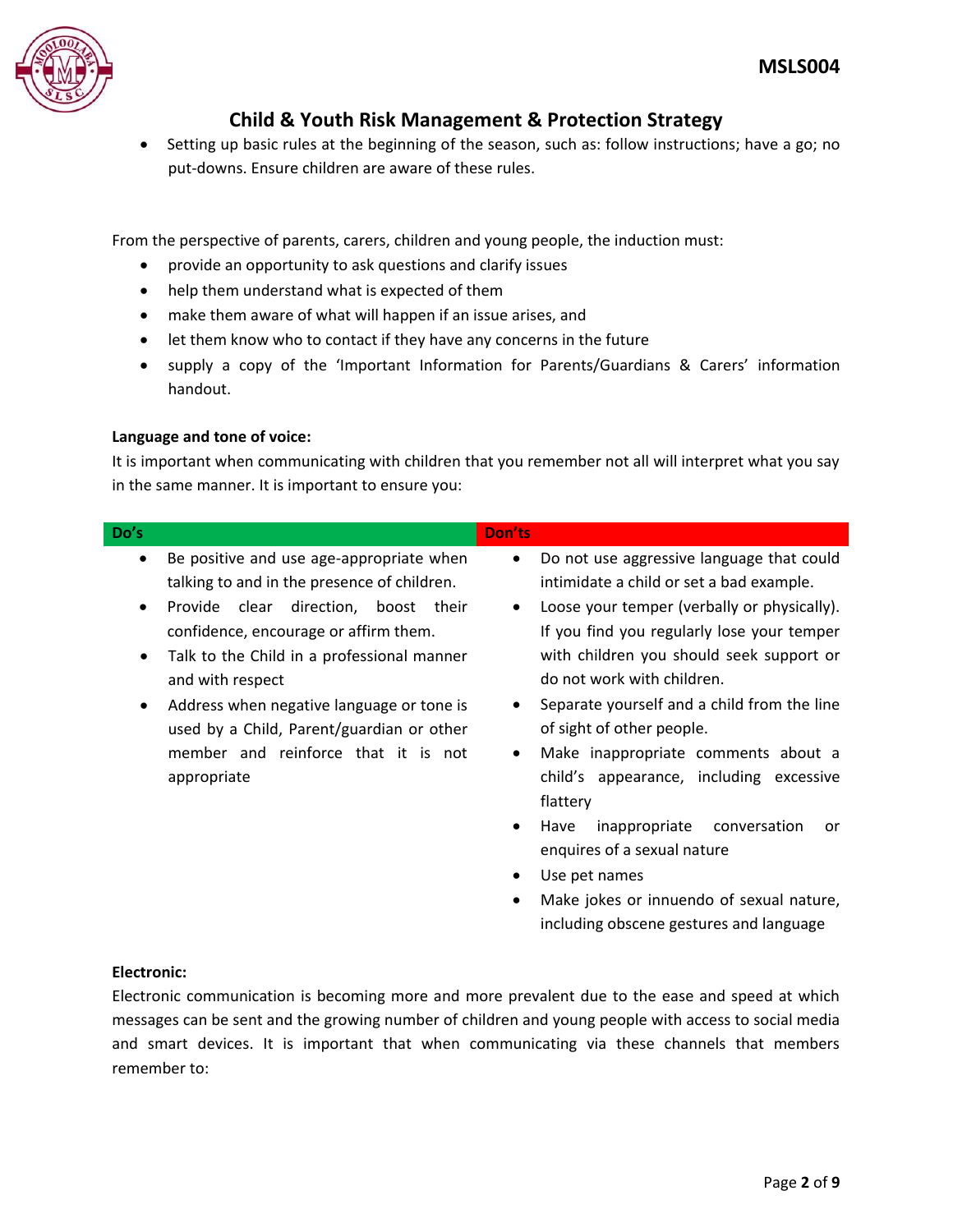- Setting up basic rules at the beginning of the season, such as: follow instructions; have a go; no put-downs. Ensure children are aware of these rules.

From the perspective of parents, carers, children and young people, the induction must:

- provide an opportunity to ask questions and clarify issues
- help them understand what is expected of them
- make them aware of what will happen if an issue arises, and
- let them know who to contact if they have any concerns in the future
- supply a copy of the 'Important Information for Parents/Guardians & Carers' information handout.

**Language and tone of voice:**

It is important when communicating with children that you remember not all will interpret what you say in the same manner. It is important to ensure you:

| Do's | Don'ts |
|---|---|
| • Be positive and use age-appropriate when talking to and in the presence of children.<br>• Provide clear direction, boost their confidence, encourage or affirm them.<br>• Talk to the Child in a professional manner and with respect<br>• Address when negative language or tone is used by a Child, Parent/guardian or other member and reinforce that it is not appropriate | • Do not use aggressive language that could intimidate a child or set a bad example.<br>• Loose your temper (verbally or physically). If you find you regularly lose your temper with children you should seek support or do not work with children.<br>• Separate yourself and a child from the line of sight of other people.<br>• Make inappropriate comments about a child's appearance, including excessive flattery<br>• Have inappropriate conversation or enquires of a sexual nature<br>• Use pet names<br>• Make jokes or innuendo of sexual nature, including obscene gestures and language |

**Electronic:**

Electronic communication is becoming more and more prevalent due to the ease and speed at which messages can be sent and the growing number of children and young people with access to social media and smart devices. It is important that when communicating via these channels that members remember to: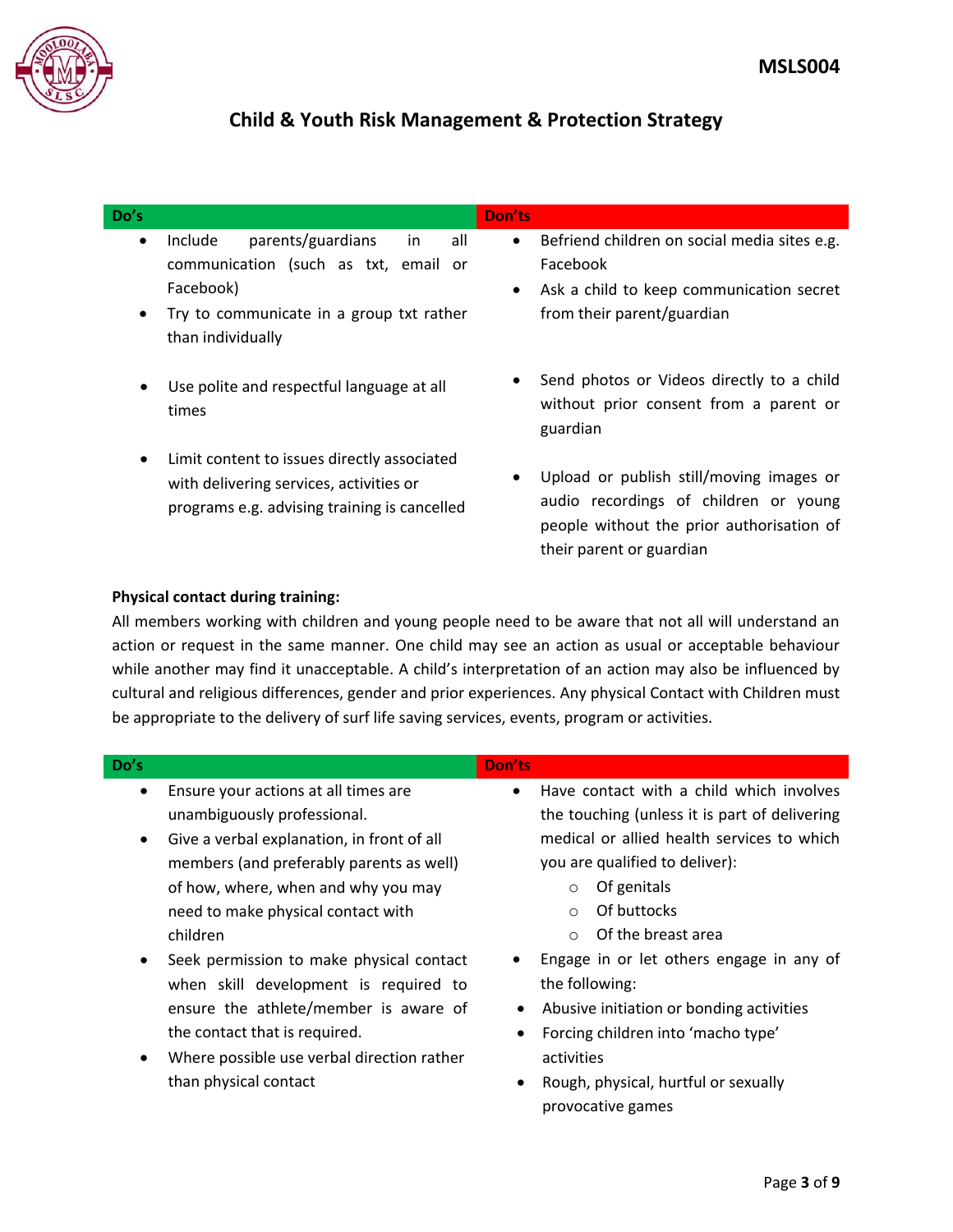| Do's | Don'ts |
| --- | --- |
| • Include parents/guardians in all communication (such as txt, email or Facebook)<br>• Try to communicate in a group txt rather than individually<br>• Use polite and respectful language at all times<br>• Limit content to issues directly associated with delivering services, activities or programs e.g. advising training is cancelled | • Befriend children on social media sites e.g. Facebook<br>• Ask a child to keep communication secret from their parent/guardian<br>• Send photos or Videos directly to a child without prior consent from a parent or guardian<br>• Upload or publish still/moving images or audio recordings of children or young people without the prior authorisation of their parent or guardian |

**Physical contact during training:**

All members working with children and young people need to be aware that not all will understand an action or request in the same manner. One child may see an action as usual or acceptable behaviour while another may find it unacceptable. A child's interpretation of an action may also be influenced by cultural and religious differences, gender and prior experiences. Any physical Contact with Children must be appropriate to the delivery of surf life saving services, events, program or activities.

| Do's | Don'ts |
| --- | --- |
| • Ensure your actions at all times are unambiguously professional.<br>• Give a verbal explanation, in front of all members (and preferably parents as well) of how, where, when and why you may need to make physical contact with children<br>• Seek permission to make physical contact when skill development is required to ensure the athlete/member is aware of the contact that is required.<br>• Where possible use verbal direction rather than physical contact | • Have contact with a child which involves the touching (unless it is part of delivering medical or allied health services to which you are qualified to deliver):<br>  ○ Of genitals<br>  ○ Of buttocks<br>  ○ Of the breast area<br>• Engage in or let others engage in any of the following:<br>• Abusive initiation or bonding activities<br>• Forcing children into 'macho type' activities<br>• Rough, physical, hurtful or sexually provocative games |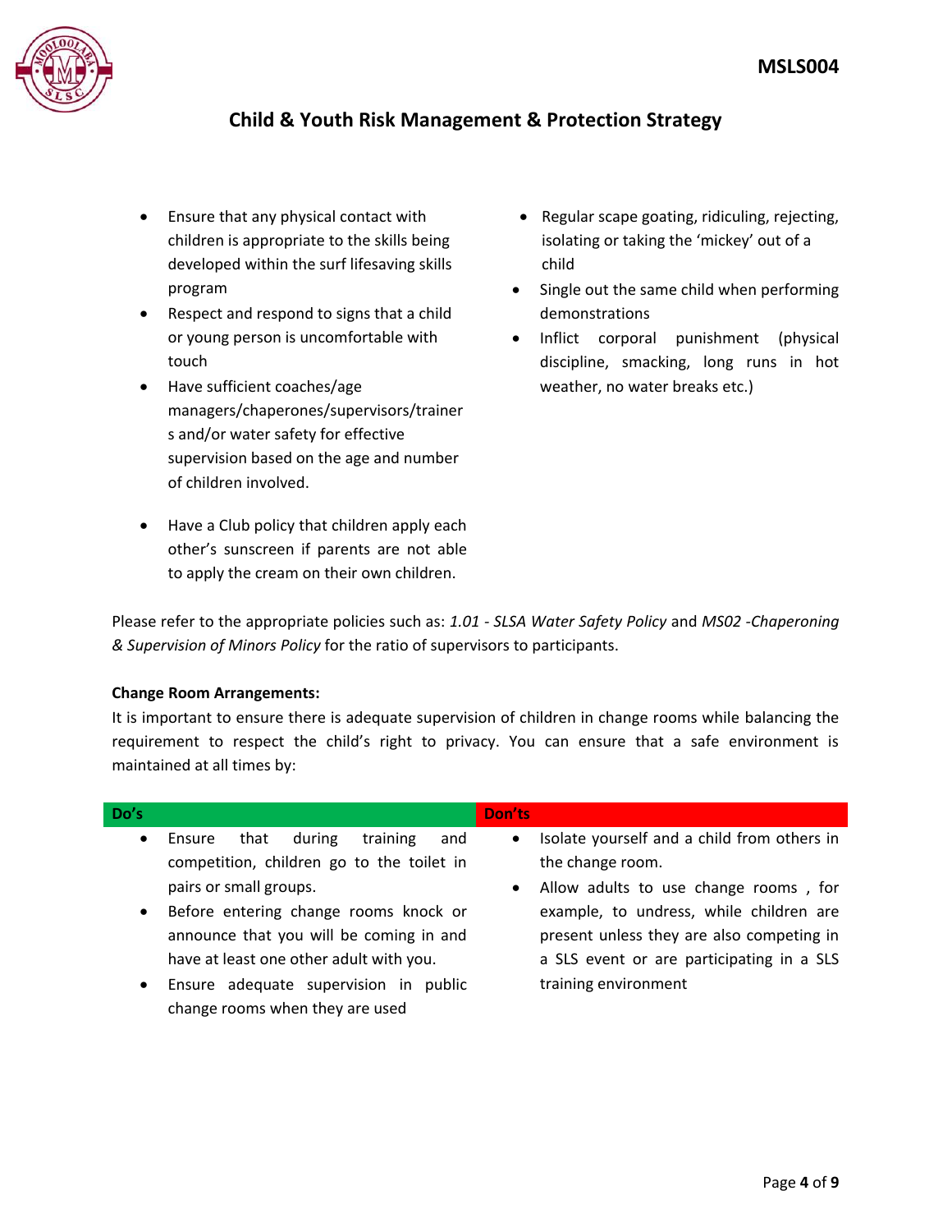| Do's | Don'ts |
|---|---|
| • Ensure that any physical contact with children is appropriate to the skills being developed within the surf lifesaving skills program<br>• Respect and respond to signs that a child or young person is uncomfortable with touch<br>• Have sufficient coaches/age managers/chaperones/supervisors/trainers and/or water safety for effective supervision based on the age and number of children involved.<br>• Have a Club policy that children apply each other's sunscreen if parents are not able to apply the cream on their own children. | • Regular scape goating, ridiculing, rejecting, isolating or taking the 'mickey' out of a child<br>• Single out the same child when performing demonstrations<br>• Inflict corporal punishment (physical discipline, smacking, long runs in hot weather, no water breaks etc.) |

Please refer to the appropriate policies such as: *1.01 - SLSA Water Safety Policy* and *MS02 -Chaperoning & Supervision of Minors Policy* for the ratio of supervisors to participants.

**Change Room Arrangements:**

It is important to ensure there is adequate supervision of children in change rooms while balancing the requirement to respect the child's right to privacy. You can ensure that a safe environment is maintained at all times by:

| Do's | Don'ts |
|---|---|
| • Ensure that during training and competition, children go to the toilet in pairs or small groups.<br>• Before entering change rooms knock or announce that you will be coming in and have at least one other adult with you.<br>• Ensure adequate supervision in public change rooms when they are used | • Isolate yourself and a child from others in the change room.<br>• Allow adults to use change rooms , for example, to undress, while children are present unless they are also competing in a SLS event or are participating in a SLS training environment |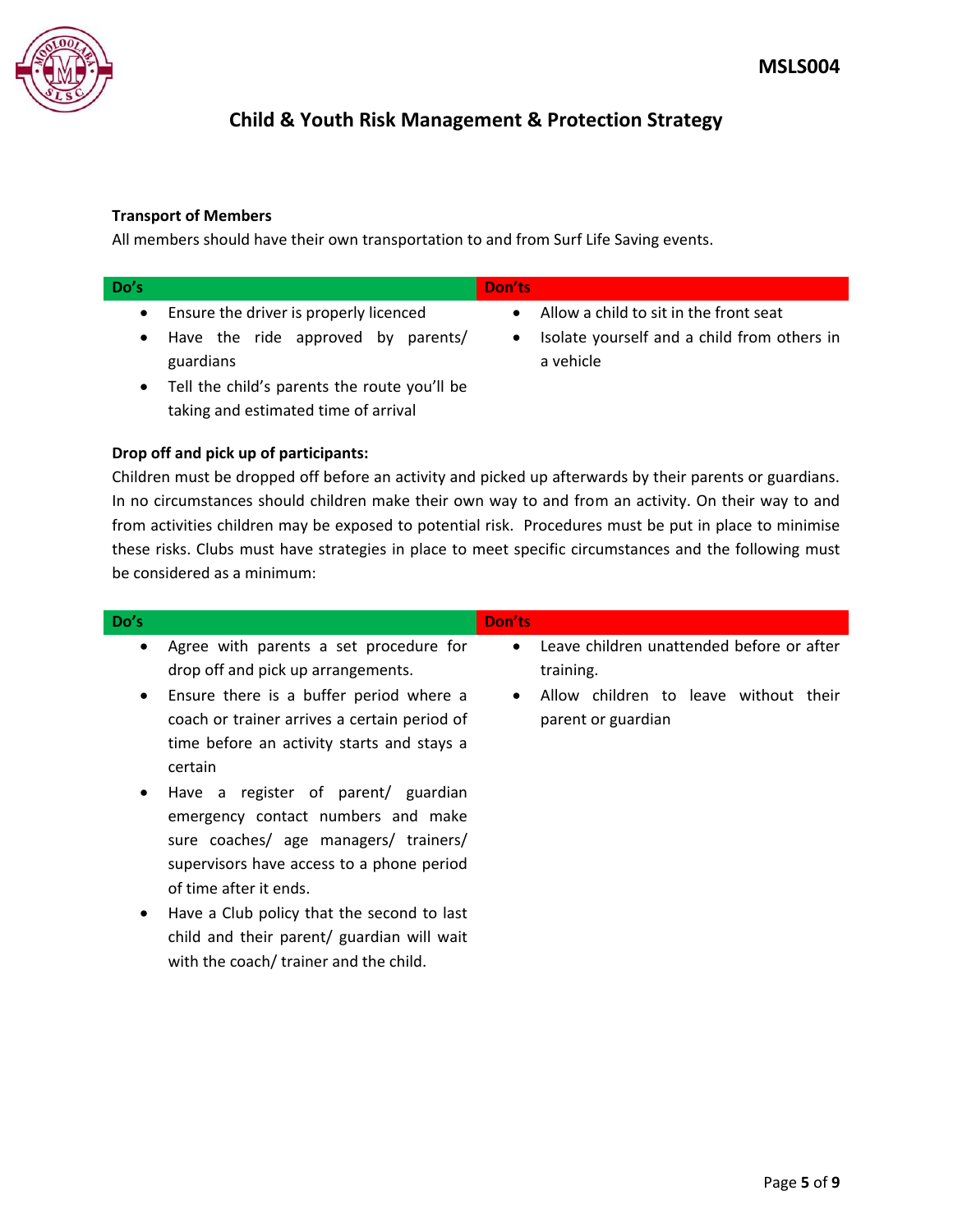## Child & Youth Risk Management & Protection Strategy

**Transport of Members**

All members should have their own transportation to and from Surf Life Saving events.

| Do's | Don'ts |
|---|---|
| • Ensure the driver is properly licenced<br>• Have the ride approved by parents/ guardians<br>• Tell the child's parents the route you'll be taking and estimated time of arrival | • Allow a child to sit in the front seat<br>• Isolate yourself and a child from others in a vehicle |

**Drop off and pick up of participants:**

Children must be dropped off before an activity and picked up afterwards by their parents or guardians. In no circumstances should children make their own way to and from an activity. On their way to and from activities children may be exposed to potential risk. Procedures must be put in place to minimise these risks. Clubs must have strategies in place to meet specific circumstances and the following must be considered as a minimum:

| Do's | Don'ts |
|---|---|
| • Agree with parents a set procedure for drop off and pick up arrangements.<br>• Ensure there is a buffer period where a coach or trainer arrives a certain period of time before an activity starts and stays a certain<br>• Have a register of parent/ guardian emergency contact numbers and make sure coaches/ age managers/ trainers/ supervisors have access to a phone period of time after it ends.<br>• Have a Club policy that the second to last child and their parent/ guardian will wait with the coach/ trainer and the child. | • Leave children unattended before or after training.<br>• Allow children to leave without their parent or guardian |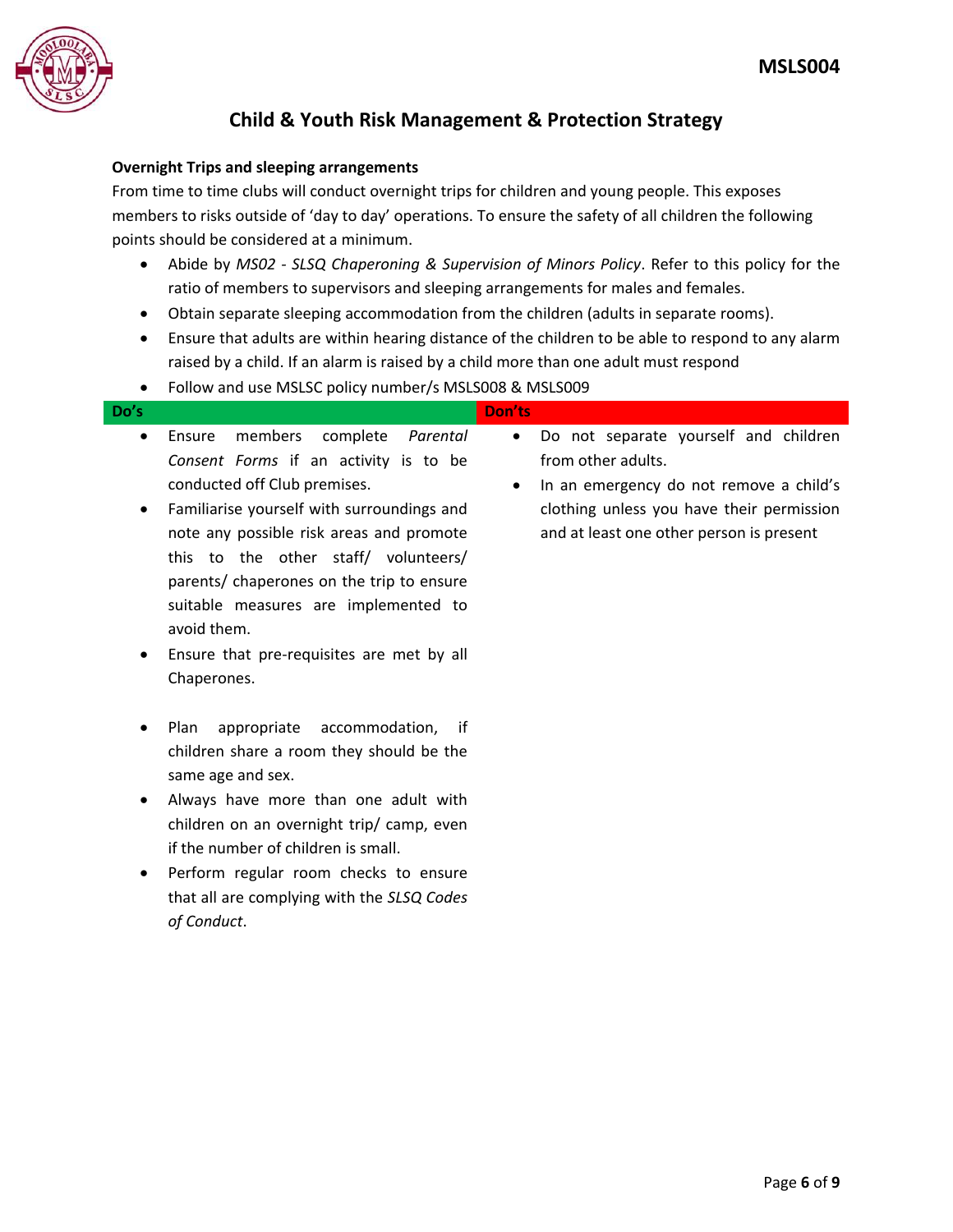## Child & Youth Risk Management & Protection Strategy

### Overnight Trips and sleeping arrangements

From time to time clubs will conduct overnight trips for children and young people. This exposes members to risks outside of 'day to day' operations. To ensure the safety of all children the following points should be considered at a minimum.

- Abide by *MS02 - SLSQ Chaperoning & Supervision of Minors Policy*. Refer to this policy for the ratio of members to supervisors and sleeping arrangements for males and females.
- Obtain separate sleeping accommodation from the children (adults in separate rooms).
- Ensure that adults are within hearing distance of the children to be able to respond to any alarm raised by a child. If an alarm is raised by a child more than one adult must respond
- Follow and use MSLSC policy number/s MSLS008 & MSLS009

| Do's | Don'ts |
|---|---|
| • Ensure members complete *Parental Consent Forms* if an activity is to be conducted off Club premises.<br>• Familiarise yourself with surroundings and note any possible risk areas and promote this to the other staff/ volunteers/ parents/ chaperones on the trip to ensure suitable measures are implemented to avoid them.<br>• Ensure that pre-requisites are met by all Chaperones.<br>• Plan appropriate accommodation, if children share a room they should be the same age and sex.<br>• Always have more than one adult with children on an overnight trip/ camp, even if the number of children is small.<br>• Perform regular room checks to ensure that all are complying with the *SLSQ Codes of Conduct*. | • Do not separate yourself and children from other adults.<br>• In an emergency do not remove a child's clothing unless you have their permission and at least one other person is present |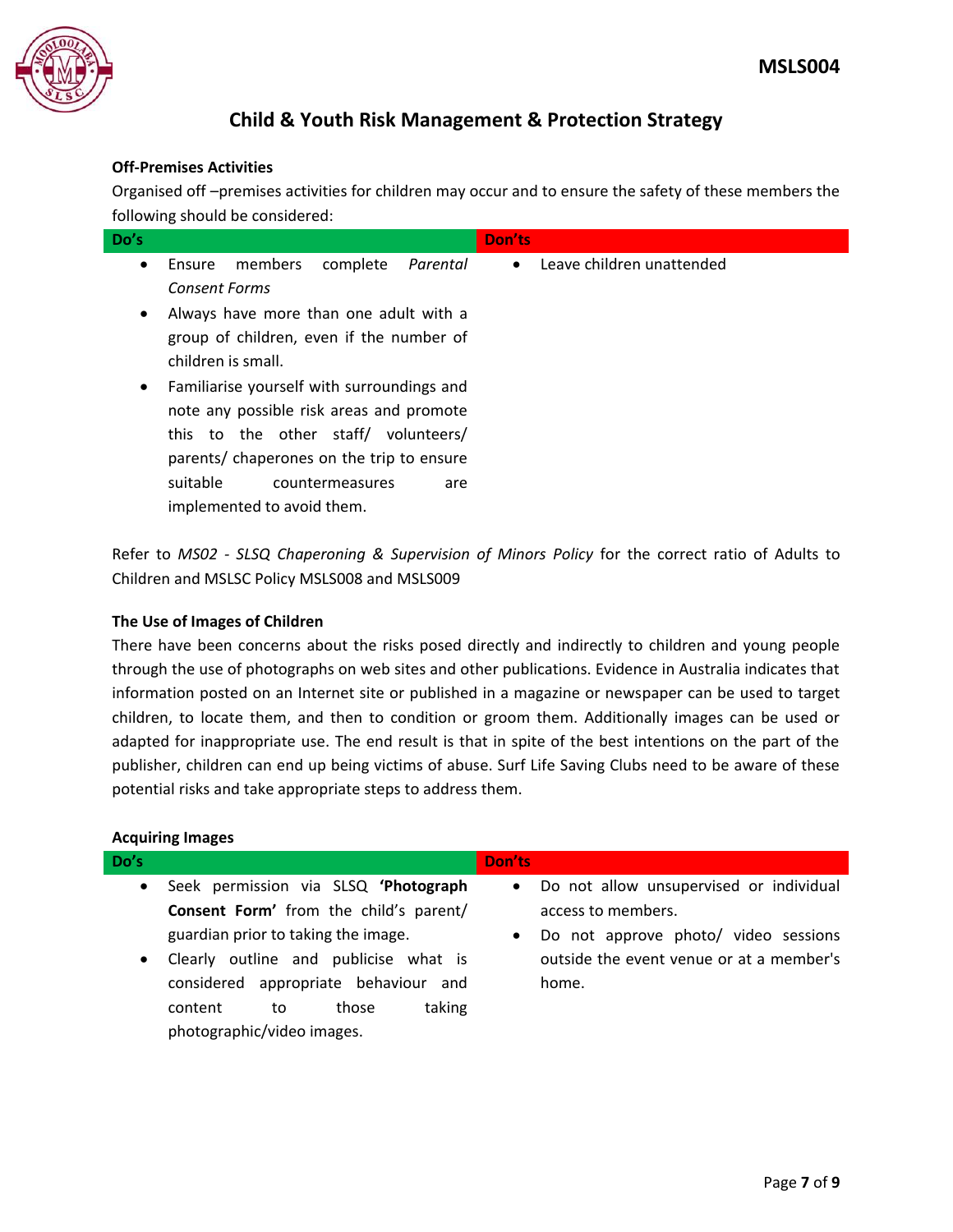### Off-Premises Activities

Organised off –premises activities for children may occur and to ensure the safety of these members the following should be considered:

| Do's | Don'ts |
|---|---|
| • Ensure members complete *Parental Consent Forms*<br>• Always have more than one adult with a group of children, even if the number of children is small.<br>• Familiarise yourself with surroundings and note any possible risk areas and promote this to the other staff/ volunteers/ parents/ chaperones on the trip to ensure suitable countermeasures are implemented to avoid them. | • Leave children unattended |

Refer to *MS02 - SLSQ Chaperoning & Supervision of Minors Policy* for the correct ratio of Adults to Children and MSLSC Policy MSLS008 and MSLS009

### The Use of Images of Children

There have been concerns about the risks posed directly and indirectly to children and young people through the use of photographs on web sites and other publications. Evidence in Australia indicates that information posted on an Internet site or published in a magazine or newspaper can be used to target children, to locate them, and then to condition or groom them. Additionally images can be used or adapted for inappropriate use. The end result is that in spite of the best intentions on the part of the publisher, children can end up being victims of abuse. Surf Life Saving Clubs need to be aware of these potential risks and take appropriate steps to address them.

### Acquiring Images

| Do's | Don'ts |
|---|---|
| • Seek permission via SLSQ **'Photograph Consent Form'** from the child's parent/ guardian prior to taking the image.<br>• Clearly outline and publicise what is considered appropriate behaviour and content to those taking photographic/video images. | • Do not allow unsupervised or individual access to members.<br>• Do not approve photo/ video sessions outside the event venue or at a member's home. |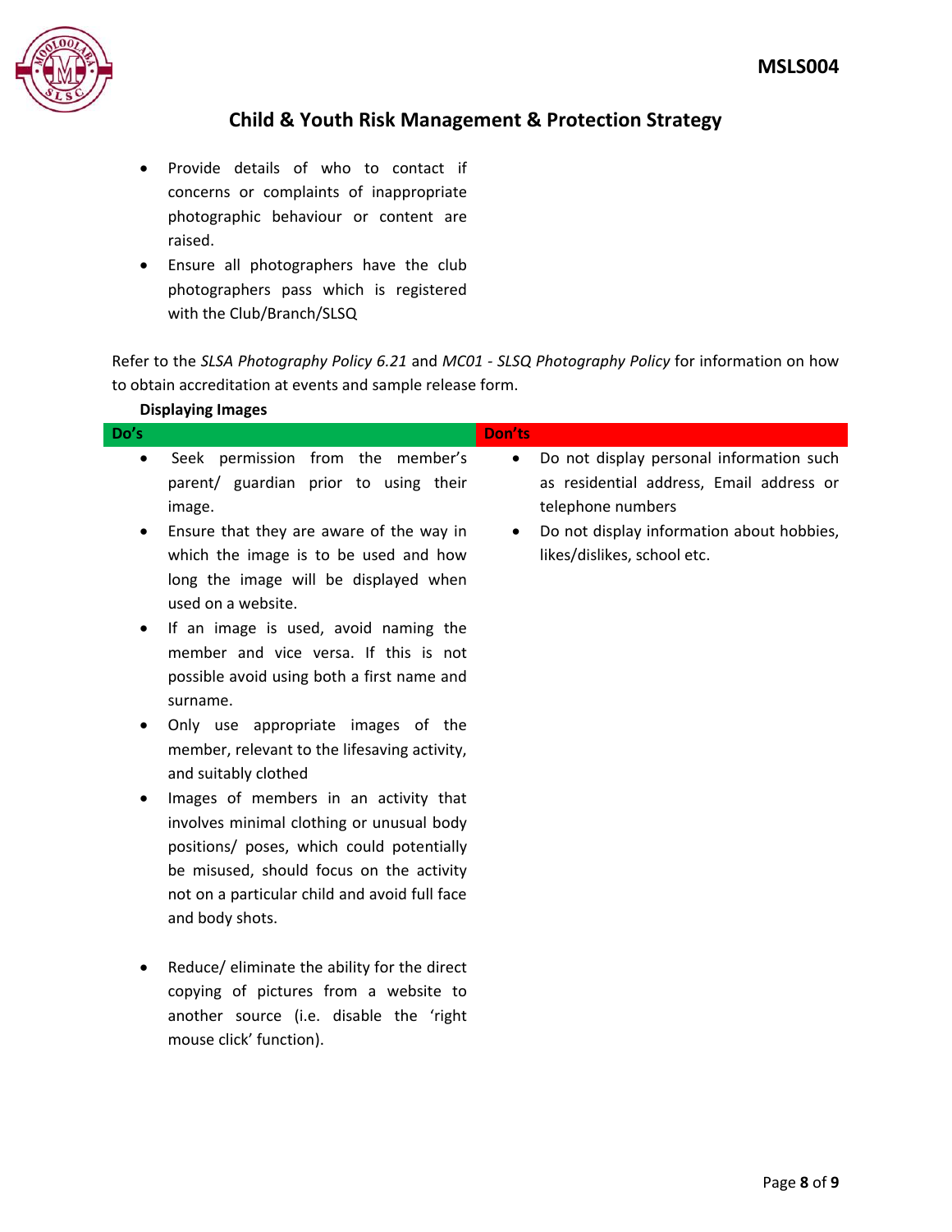- Provide details of who to contact if concerns or complaints of inappropriate photographic behaviour or content are raised.
- Ensure all photographers have the club photographers pass which is registered with the Club/Branch/SLSQ

Refer to the *SLSA Photography Policy 6.21* and *MC01 - SLSQ Photography Policy* for information on how to obtain accreditation at events and sample release form.

**Displaying Images**

| Do's | Don'ts |
|---|---|
| • Seek permission from the member's parent/ guardian prior to using their image.<br>• Ensure that they are aware of the way in which the image is to be used and how long the image will be displayed when used on a website.<br>• If an image is used, avoid naming the member and vice versa. If this is not possible avoid using both a first name and surname.<br>• Only use appropriate images of the member, relevant to the lifesaving activity, and suitably clothed<br>• Images of members in an activity that involves minimal clothing or unusual body positions/ poses, which could potentially be misused, should focus on the activity not on a particular child and avoid full face and body shots.<br>• Reduce/ eliminate the ability for the direct copying of pictures from a website to another source (i.e. disable the 'right mouse click' function). | • Do not display personal information such as residential address, Email address or telephone numbers<br>• Do not display information about hobbies, likes/dislikes, school etc. |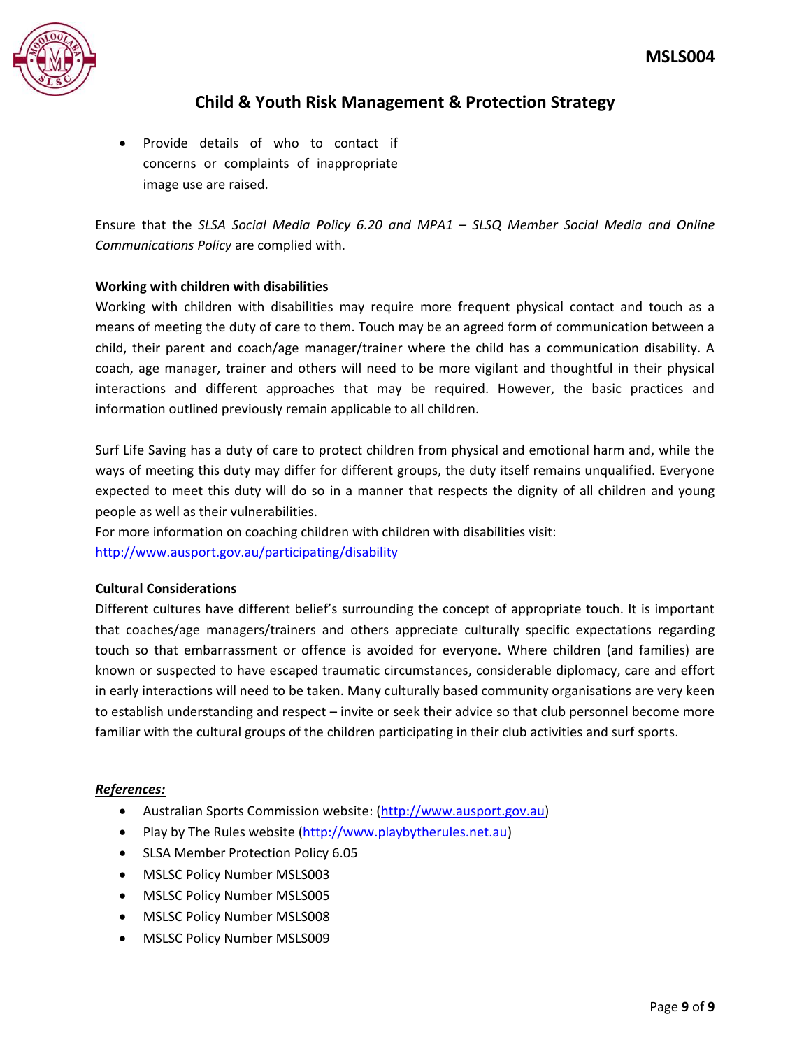- Provide details of who to contact if concerns or complaints of inappropriate image use are raised.

Ensure that the *SLSA Social Media Policy 6.20 and MPA1 – SLSQ Member Social Media and Online Communications Policy* are complied with.

**Working with children with disabilities**

Working with children with disabilities may require more frequent physical contact and touch as a means of meeting the duty of care to them. Touch may be an agreed form of communication between a child, their parent and coach/age manager/trainer where the child has a communication disability. A coach, age manager, trainer and others will need to be more vigilant and thoughtful in their physical interactions and different approaches that may be required. However, the basic practices and information outlined previously remain applicable to all children.

Surf Life Saving has a duty of care to protect children from physical and emotional harm and, while the ways of meeting this duty may differ for different groups, the duty itself remains unqualified. Everyone expected to meet this duty will do so in a manner that respects the dignity of all children and young people as well as their vulnerabilities.

For more information on coaching children with children with disabilities visit:
http://www.ausport.gov.au/participating/disability

**Cultural Considerations**

Different cultures have different belief's surrounding the concept of appropriate touch. It is important that coaches/age managers/trainers and others appreciate culturally specific expectations regarding touch so that embarrassment or offence is avoided for everyone. Where children (and families) are known or suspected to have escaped traumatic circumstances, considerable diplomacy, care and effort in early interactions will need to be taken. Many culturally based community organisations are very keen to establish understanding and respect – invite or seek their advice so that club personnel become more familiar with the cultural groups of the children participating in their club activities and surf sports.

***References:***

- Australian Sports Commission website: (http://www.ausport.gov.au)
- Play by The Rules website (http://www.playbytherules.net.au)
- SLSA Member Protection Policy 6.05
- MSLSC Policy Number MSLS003
- MSLSC Policy Number MSLS005
- MSLSC Policy Number MSLS008
- MSLSC Policy Number MSLS009